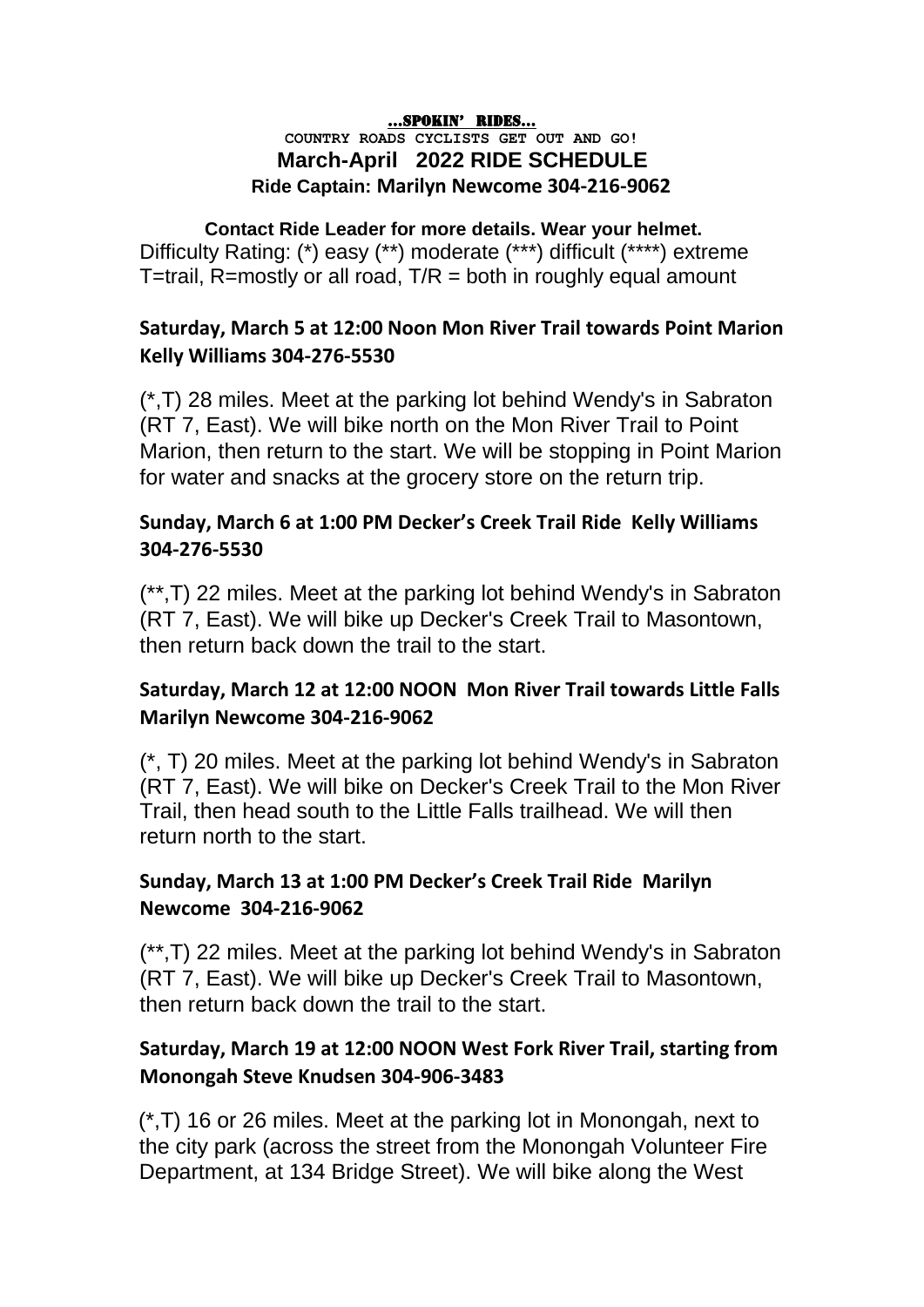# ...SPOKIN' RIDES...

**COUNTRY ROADS CYCLISTS GET OUT AND GO!**

## March-April 2022 RIDE SCHEDULE

**Ride Captain: Marilyn Newcome 304-216-9062**

**Contact Ride Leader for more details. Wear your helmet.**

Difficulty Rating: (*) easy (**) moderate (***) difficult (****) extreme
T=trail, R=mostly or all road, T/R = both in roughly equal amount

### Saturday, March 5 at 12:00 Noon Mon River Trail towards Point Marion Kelly Williams 304-276-5530

(*,T) 28 miles. Meet at the parking lot behind Wendy's in Sabraton (RT 7, East). We will bike north on the Mon River Trail to Point Marion, then return to the start. We will be stopping in Point Marion for water and snacks at the grocery store on the return trip.

### Sunday, March 6 at 1:00 PM Decker's Creek Trail Ride Kelly Williams 304-276-5530

(**,T) 22 miles. Meet at the parking lot behind Wendy's in Sabraton (RT 7, East). We will bike up Decker's Creek Trail to Masontown, then return back down the trail to the start.

### Saturday, March 12 at 12:00 NOON Mon River Trail towards Little Falls Marilyn Newcome 304-216-9062

(*, T) 20 miles. Meet at the parking lot behind Wendy's in Sabraton (RT 7, East). We will bike on Decker's Creek Trail to the Mon River Trail, then head south to the Little Falls trailhead. We will then return north to the start.

### Sunday, March 13 at 1:00 PM Decker's Creek Trail Ride Marilyn Newcome 304-216-9062

(**,T) 22 miles. Meet at the parking lot behind Wendy's in Sabraton (RT 7, East). We will bike up Decker's Creek Trail to Masontown, then return back down the trail to the start.

### Saturday, March 19 at 12:00 NOON West Fork River Trail, starting from Monongah Steve Knudsen 304-906-3483

(*,T) 16 or 26 miles. Meet at the parking lot in Monongah, next to the city park (across the street from the Monongah Volunteer Fire Department, at 134 Bridge Street). We will bike along the West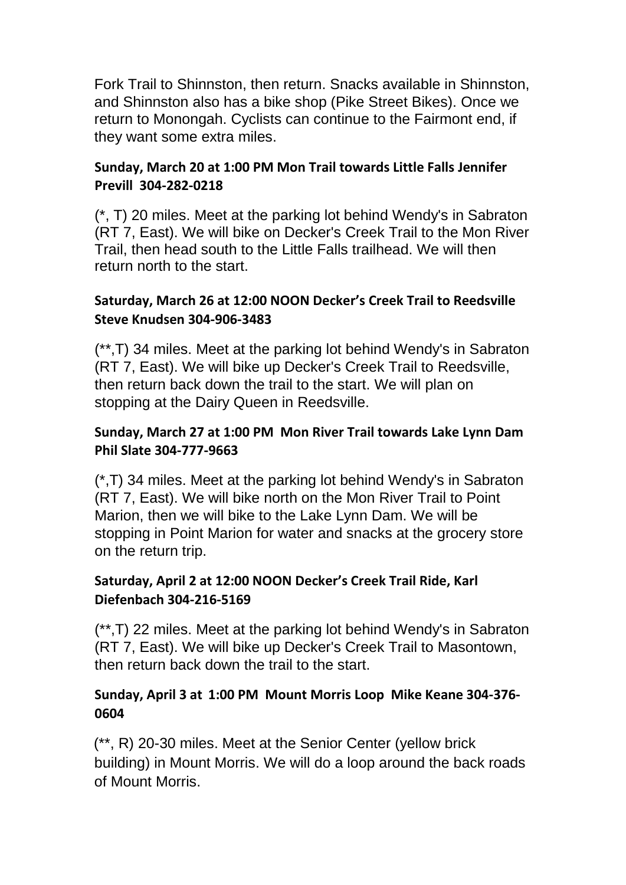Fork Trail to Shinnston, then return. Snacks available in Shinnston, and Shinnston also has a bike shop (Pike Street Bikes). Once we return to Monongah. Cyclists can continue to the Fairmont end, if they want some extra miles.

**Sunday, March 20 at 1:00 PM Mon Trail towards Little Falls Jennifer Previll 304-282-0218**

(*, T) 20 miles. Meet at the parking lot behind Wendy's in Sabraton (RT 7, East). We will bike on Decker's Creek Trail to the Mon River Trail, then head south to the Little Falls trailhead. We will then return north to the start.

**Saturday, March 26 at 12:00 NOON Decker's Creek Trail to Reedsville Steve Knudsen 304-906-3483**

(**,T) 34 miles. Meet at the parking lot behind Wendy's in Sabraton (RT 7, East). We will bike up Decker's Creek Trail to Reedsville, then return back down the trail to the start. We will plan on stopping at the Dairy Queen in Reedsville.

**Sunday, March 27 at 1:00 PM Mon River Trail towards Lake Lynn Dam Phil Slate 304-777-9663**

(*,T) 34 miles. Meet at the parking lot behind Wendy's in Sabraton (RT 7, East). We will bike north on the Mon River Trail to Point Marion, then we will bike to the Lake Lynn Dam. We will be stopping in Point Marion for water and snacks at the grocery store on the return trip.

**Saturday, April 2 at 12:00 NOON Decker's Creek Trail Ride, Karl Diefenbach 304-216-5169**

(**,T) 22 miles. Meet at the parking lot behind Wendy's in Sabraton (RT 7, East). We will bike up Decker's Creek Trail to Masontown, then return back down the trail to the start.

**Sunday, April 3 at 1:00 PM Mount Morris Loop Mike Keane 304-376-0604**

(**, R) 20-30 miles. Meet at the Senior Center (yellow brick building) in Mount Morris. We will do a loop around the back roads of Mount Morris.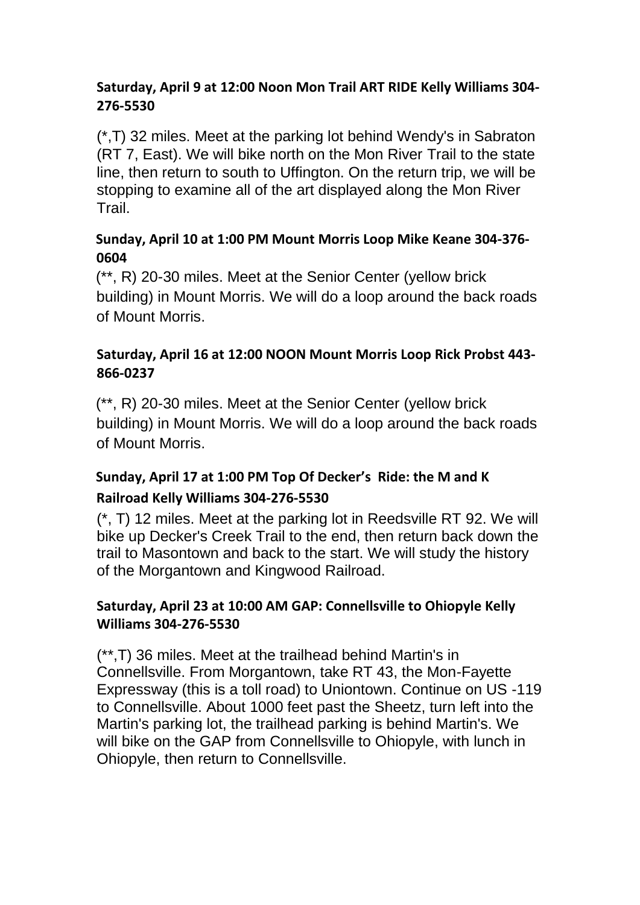**Saturday, April 9 at 12:00 Noon Mon Trail ART RIDE Kelly Williams 304-276-5530**

(*,T) 32 miles. Meet at the parking lot behind Wendy's in Sabraton (RT 7, East). We will bike north on the Mon River Trail to the state line, then return to south to Uffington. On the return trip, we will be stopping to examine all of the art displayed along the Mon River Trail.

**Sunday, April 10 at 1:00 PM Mount Morris Loop Mike Keane 304-376-0604**

(**, R) 20-30 miles. Meet at the Senior Center (yellow brick building) in Mount Morris. We will do a loop around the back roads of Mount Morris.

**Saturday, April 16 at 12:00 NOON Mount Morris Loop Rick Probst 443-866-0237**

(**, R) 20-30 miles. Meet at the Senior Center (yellow brick building) in Mount Morris. We will do a loop around the back roads of Mount Morris.

**Sunday, April 17 at 1:00 PM Top Of Decker's Ride: the M and K Railroad Kelly Williams 304-276-5530**

(*, T) 12 miles. Meet at the parking lot in Reedsville RT 92. We will bike up Decker's Creek Trail to the end, then return back down the trail to Masontown and back to the start. We will study the history of the Morgantown and Kingwood Railroad.

**Saturday, April 23 at 10:00 AM GAP: Connellsville to Ohiopyle Kelly Williams 304-276-5530**

(**,T) 36 miles. Meet at the trailhead behind Martin's in Connellsville. From Morgantown, take RT 43, the Mon-Fayette Expressway (this is a toll road) to Uniontown. Continue on US -119 to Connellsville. About 1000 feet past the Sheetz, turn left into the Martin's parking lot, the trailhead parking is behind Martin's. We will bike on the GAP from Connellsville to Ohiopyle, with lunch in Ohiopyle, then return to Connellsville.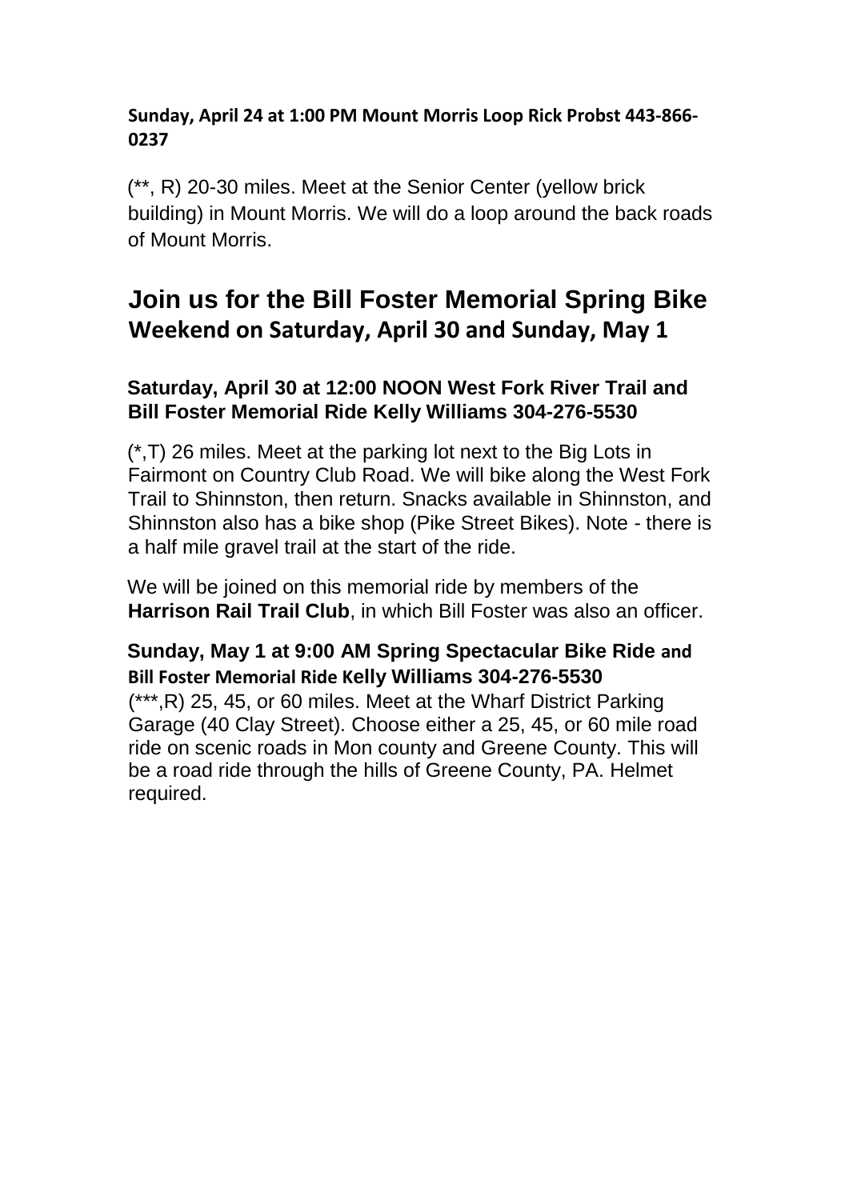**Sunday, April 24 at 1:00 PM Mount Morris Loop Rick Probst 443-866-0237**

(**, R) 20-30 miles. Meet at the Senior Center (yellow brick building) in Mount Morris. We will do a loop around the back roads of Mount Morris.

## Join us for the Bill Foster Memorial Spring Bike Weekend on Saturday, April 30 and Sunday, May 1

**Saturday, April 30 at 12:00 NOON West Fork River Trail and Bill Foster Memorial Ride Kelly Williams 304-276-5530**

(*,T) 26 miles. Meet at the parking lot next to the Big Lots in Fairmont on Country Club Road. We will bike along the West Fork Trail to Shinnston, then return. Snacks available in Shinnston, and Shinnston also has a bike shop (Pike Street Bikes). Note - there is a half mile gravel trail at the start of the ride.

We will be joined on this memorial ride by members of the **Harrison Rail Trail Club**, in which Bill Foster was also an officer.

**Sunday, May 1 at 9:00 AM Spring Spectacular Bike Ride and Bill Foster Memorial Ride Kelly Williams 304-276-5530**

(***,R) 25, 45, or 60 miles. Meet at the Wharf District Parking Garage (40 Clay Street). Choose either a 25, 45, or 60 mile road ride on scenic roads in Mon county and Greene County. This will be a road ride through the hills of Greene County, PA. Helmet required.